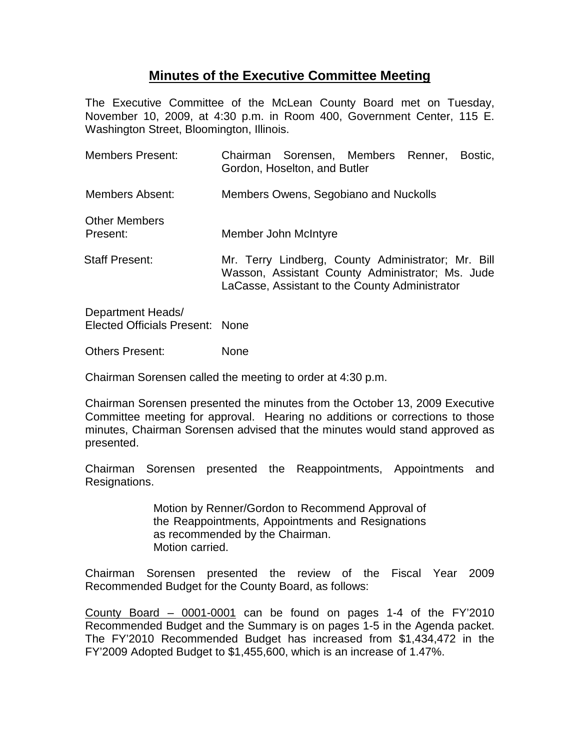# Minutes of the Executive Committee Meeting

The Executive Committee of the McLean County Board met on Tuesday, November 10, 2009, at 4:30 p.m. in Room 400, Government Center, 115 E. Washington Street, Bloomington, Illinois.

| | |
|---|---|
| Members Present: | Chairman Sorensen, Members Renner, Bostic, Gordon, Hoselton, and Butler |
| Members Absent: | Members Owens, Segobiano and Nuckolls |
| Other Members Present: | Member John McIntyre |
| Staff Present: | Mr. Terry Lindberg, County Administrator; Mr. Bill Wasson, Assistant County Administrator; Ms. Jude LaCasse, Assistant to the County Administrator |
| Department Heads/ Elected Officials Present: | None |
| Others Present: | None |

Chairman Sorensen called the meeting to order at 4:30 p.m.

Chairman Sorensen presented the minutes from the October 13, 2009 Executive Committee meeting for approval. Hearing no additions or corrections to those minutes, Chairman Sorensen advised that the minutes would stand approved as presented.

Chairman Sorensen presented the Reappointments, Appointments and Resignations.

> Motion by Renner/Gordon to Recommend Approval of the Reappointments, Appointments and Resignations as recommended by the Chairman.
> Motion carried.

Chairman Sorensen presented the review of the Fiscal Year 2009 Recommended Budget for the County Board, as follows:

<u>County Board – 0001-0001</u> can be found on pages 1-4 of the FY'2010 Recommended Budget and the Summary is on pages 1-5 in the Agenda packet. The FY'2010 Recommended Budget has increased from $1,434,472 in the FY'2009 Adopted Budget to $1,455,600, which is an increase of 1.47%.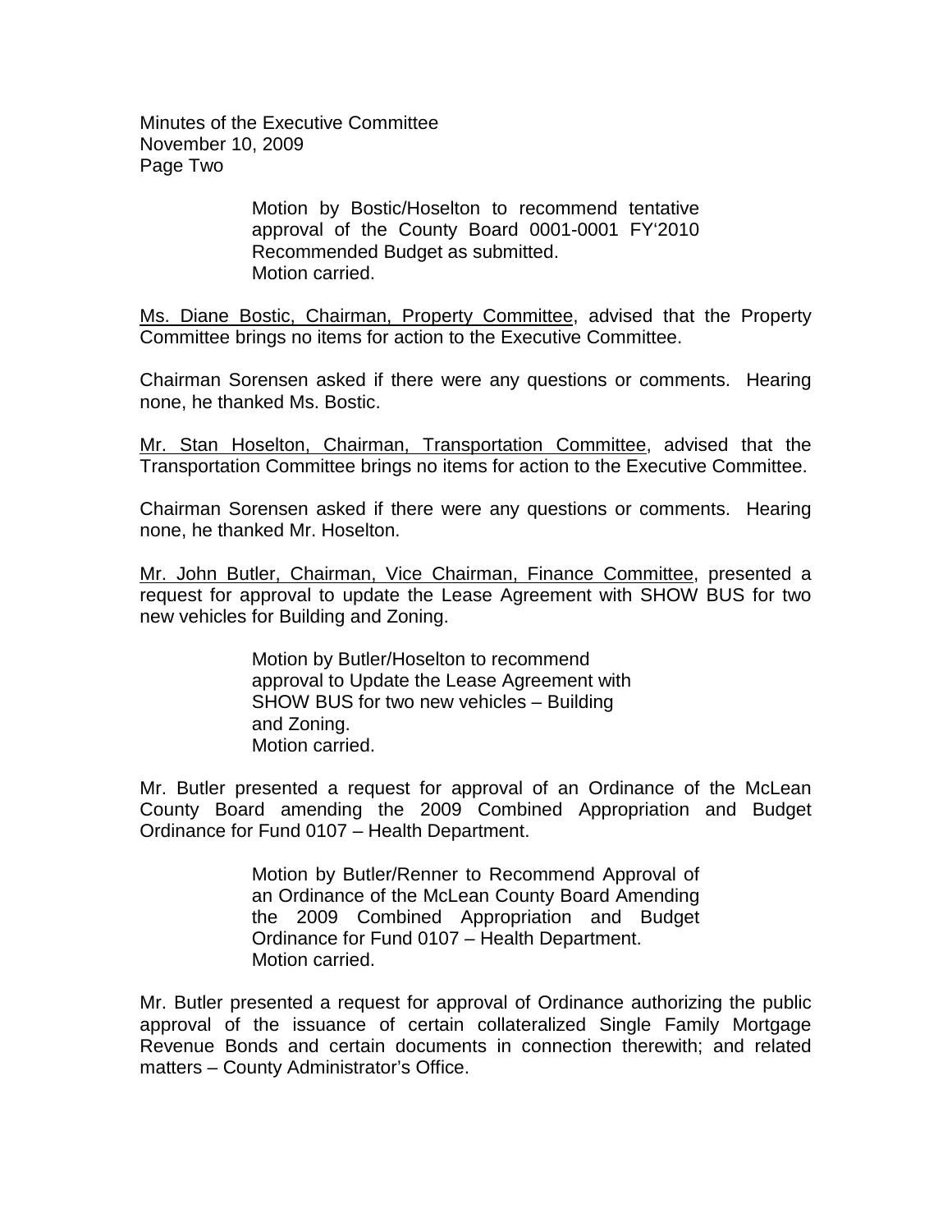Motion by Bostic/Hoselton to recommend tentative approval of the County Board 0001-0001 FY'2010 Recommended Budget as submitted.
Motion carried.

Ms. Diane Bostic, Chairman, Property Committee, advised that the Property Committee brings no items for action to the Executive Committee.

Chairman Sorensen asked if there were any questions or comments. Hearing none, he thanked Ms. Bostic.

Mr. Stan Hoselton, Chairman, Transportation Committee, advised that the Transportation Committee brings no items for action to the Executive Committee.

Chairman Sorensen asked if there were any questions or comments. Hearing none, he thanked Mr. Hoselton.

Mr. John Butler, Chairman, Vice Chairman, Finance Committee, presented a request for approval to update the Lease Agreement with SHOW BUS for two new vehicles for Building and Zoning.

Motion by Butler/Hoselton to recommend approval to Update the Lease Agreement with SHOW BUS for two new vehicles – Building and Zoning.
Motion carried.

Mr. Butler presented a request for approval of an Ordinance of the McLean County Board amending the 2009 Combined Appropriation and Budget Ordinance for Fund 0107 – Health Department.

Motion by Butler/Renner to Recommend Approval of an Ordinance of the McLean County Board Amending the 2009 Combined Appropriation and Budget Ordinance for Fund 0107 – Health Department.
Motion carried.

Mr. Butler presented a request for approval of Ordinance authorizing the public approval of the issuance of certain collateralized Single Family Mortgage Revenue Bonds and certain documents in connection therewith; and related matters – County Administrator's Office.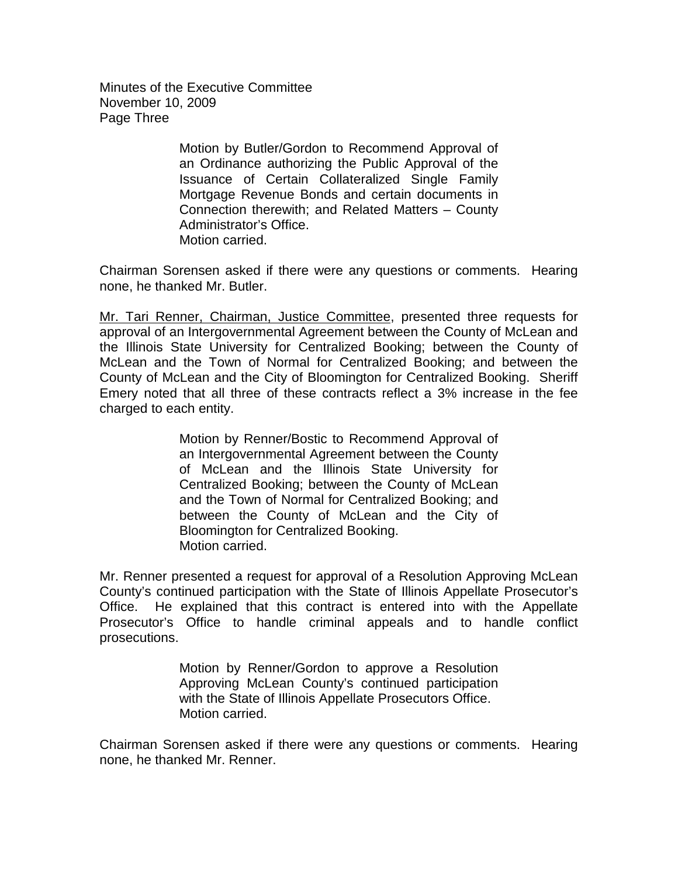Motion by Butler/Gordon to Recommend Approval of an Ordinance authorizing the Public Approval of the Issuance of Certain Collateralized Single Family Mortgage Revenue Bonds and certain documents in Connection therewith; and Related Matters – County Administrator's Office.
Motion carried.

Chairman Sorensen asked if there were any questions or comments. Hearing none, he thanked Mr. Butler.

Mr. Tari Renner, Chairman, Justice Committee, presented three requests for approval of an Intergovernmental Agreement between the County of McLean and the Illinois State University for Centralized Booking; between the County of McLean and the Town of Normal for Centralized Booking; and between the County of McLean and the City of Bloomington for Centralized Booking. Sheriff Emery noted that all three of these contracts reflect a 3% increase in the fee charged to each entity.

Motion by Renner/Bostic to Recommend Approval of an Intergovernmental Agreement between the County of McLean and the Illinois State University for Centralized Booking; between the County of McLean and the Town of Normal for Centralized Booking; and between the County of McLean and the City of Bloomington for Centralized Booking.
Motion carried.

Mr. Renner presented a request for approval of a Resolution Approving McLean County's continued participation with the State of Illinois Appellate Prosecutor's Office. He explained that this contract is entered into with the Appellate Prosecutor's Office to handle criminal appeals and to handle conflict prosecutions.

Motion by Renner/Gordon to approve a Resolution Approving McLean County's continued participation with the State of Illinois Appellate Prosecutors Office.
Motion carried.

Chairman Sorensen asked if there were any questions or comments. Hearing none, he thanked Mr. Renner.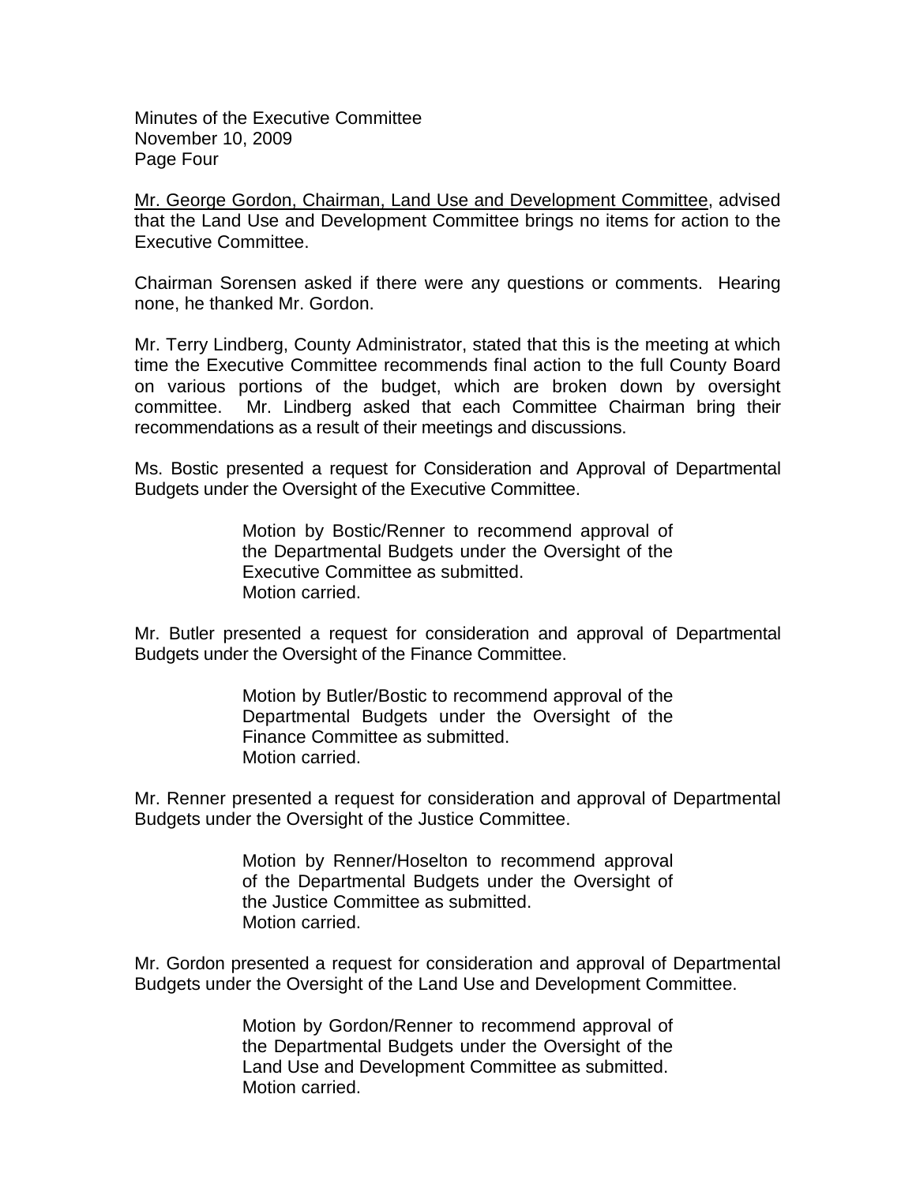Mr. George Gordon, Chairman, Land Use and Development Committee, advised that the Land Use and Development Committee brings no items for action to the Executive Committee.

Chairman Sorensen asked if there were any questions or comments. Hearing none, he thanked Mr. Gordon.

Mr. Terry Lindberg, County Administrator, stated that this is the meeting at which time the Executive Committee recommends final action to the full County Board on various portions of the budget, which are broken down by oversight committee. Mr. Lindberg asked that each Committee Chairman bring their recommendations as a result of their meetings and discussions.

Ms. Bostic presented a request for Consideration and Approval of Departmental Budgets under the Oversight of the Executive Committee.

> Motion by Bostic/Renner to recommend approval of the Departmental Budgets under the Oversight of the Executive Committee as submitted.
> Motion carried.

Mr. Butler presented a request for consideration and approval of Departmental Budgets under the Oversight of the Finance Committee.

> Motion by Butler/Bostic to recommend approval of the Departmental Budgets under the Oversight of the Finance Committee as submitted.
> Motion carried.

Mr. Renner presented a request for consideration and approval of Departmental Budgets under the Oversight of the Justice Committee.

> Motion by Renner/Hoselton to recommend approval of the Departmental Budgets under the Oversight of the Justice Committee as submitted.
> Motion carried.

Mr. Gordon presented a request for consideration and approval of Departmental Budgets under the Oversight of the Land Use and Development Committee.

> Motion by Gordon/Renner to recommend approval of the Departmental Budgets under the Oversight of the Land Use and Development Committee as submitted.
> Motion carried.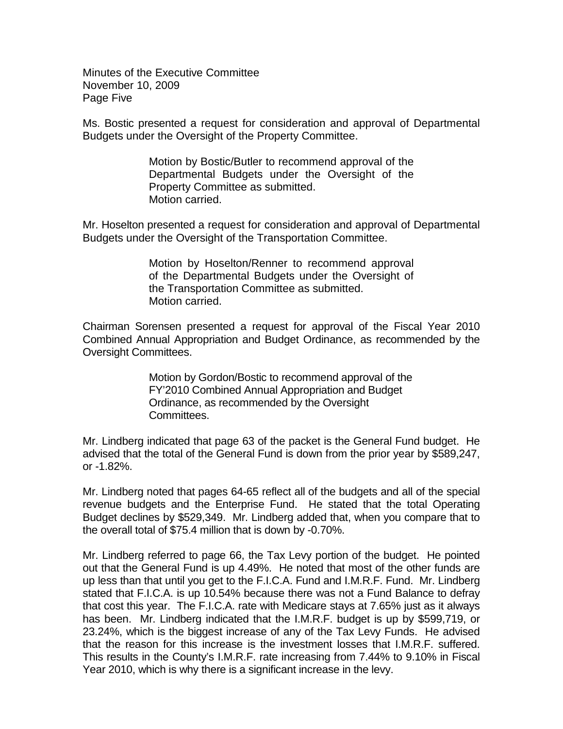Ms. Bostic presented a request for consideration and approval of Departmental Budgets under the Oversight of the Property Committee.

> Motion by Bostic/Butler to recommend approval of the Departmental Budgets under the Oversight of the Property Committee as submitted.
> Motion carried.

Mr. Hoselton presented a request for consideration and approval of Departmental Budgets under the Oversight of the Transportation Committee.

> Motion by Hoselton/Renner to recommend approval of the Departmental Budgets under the Oversight of the Transportation Committee as submitted.
> Motion carried.

Chairman Sorensen presented a request for approval of the Fiscal Year 2010 Combined Annual Appropriation and Budget Ordinance, as recommended by the Oversight Committees.

> Motion by Gordon/Bostic to recommend approval of the FY'2010 Combined Annual Appropriation and Budget Ordinance, as recommended by the Oversight Committees.

Mr. Lindberg indicated that page 63 of the packet is the General Fund budget. He advised that the total of the General Fund is down from the prior year by $589,247, or -1.82%.

Mr. Lindberg noted that pages 64-65 reflect all of the budgets and all of the special revenue budgets and the Enterprise Fund. He stated that the total Operating Budget declines by $529,349. Mr. Lindberg added that, when you compare that to the overall total of $75.4 million that is down by -0.70%.

Mr. Lindberg referred to page 66, the Tax Levy portion of the budget. He pointed out that the General Fund is up 4.49%. He noted that most of the other funds are up less than that until you get to the F.I.C.A. Fund and I.M.R.F. Fund. Mr. Lindberg stated that F.I.C.A. is up 10.54% because there was not a Fund Balance to defray that cost this year. The F.I.C.A. rate with Medicare stays at 7.65% just as it always has been. Mr. Lindberg indicated that the I.M.R.F. budget is up by $599,719, or 23.24%, which is the biggest increase of any of the Tax Levy Funds. He advised that the reason for this increase is the investment losses that I.M.R.F. suffered. This results in the County's I.M.R.F. rate increasing from 7.44% to 9.10% in Fiscal Year 2010, which is why there is a significant increase in the levy.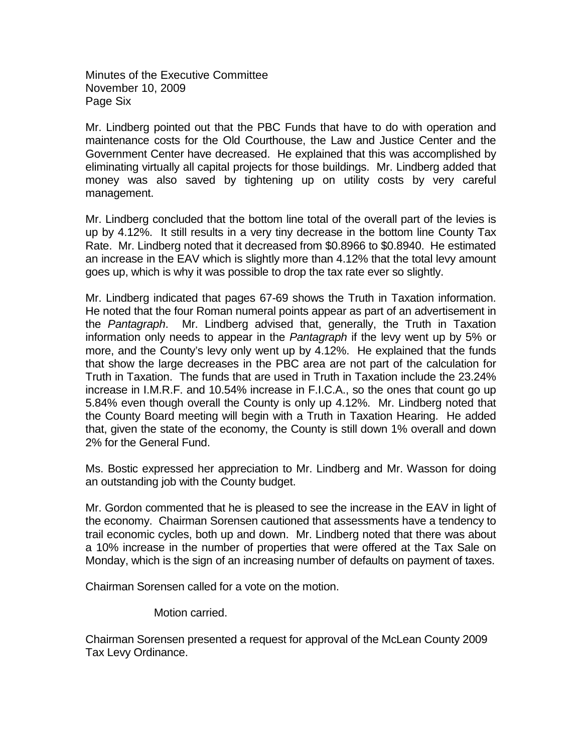Minutes of the Executive Committee
November 10, 2009
Page Six

Mr. Lindberg pointed out that the PBC Funds that have to do with operation and maintenance costs for the Old Courthouse, the Law and Justice Center and the Government Center have decreased. He explained that this was accomplished by eliminating virtually all capital projects for those buildings. Mr. Lindberg added that money was also saved by tightening up on utility costs by very careful management.

Mr. Lindberg concluded that the bottom line total of the overall part of the levies is up by 4.12%. It still results in a very tiny decrease in the bottom line County Tax Rate. Mr. Lindberg noted that it decreased from \$0.8966 to \$0.8940. He estimated an increase in the EAV which is slightly more than 4.12% that the total levy amount goes up, which is why it was possible to drop the tax rate ever so slightly.

Mr. Lindberg indicated that pages 67-69 shows the Truth in Taxation information. He noted that the four Roman numeral points appear as part of an advertisement in the *Pantagraph*. Mr. Lindberg advised that, generally, the Truth in Taxation information only needs to appear in the *Pantagraph* if the levy went up by 5% or more, and the County's levy only went up by 4.12%. He explained that the funds that show the large decreases in the PBC area are not part of the calculation for Truth in Taxation. The funds that are used in Truth in Taxation include the 23.24% increase in I.M.R.F. and 10.54% increase in F.I.C.A., so the ones that count go up 5.84% even though overall the County is only up 4.12%. Mr. Lindberg noted that the County Board meeting will begin with a Truth in Taxation Hearing. He added that, given the state of the economy, the County is still down 1% overall and down 2% for the General Fund.

Ms. Bostic expressed her appreciation to Mr. Lindberg and Mr. Wasson for doing an outstanding job with the County budget.

Mr. Gordon commented that he is pleased to see the increase in the EAV in light of the economy. Chairman Sorensen cautioned that assessments have a tendency to trail economic cycles, both up and down. Mr. Lindberg noted that there was about a 10% increase in the number of properties that were offered at the Tax Sale on Monday, which is the sign of an increasing number of defaults on payment of taxes.

Chairman Sorensen called for a vote on the motion.

Motion carried.

Chairman Sorensen presented a request for approval of the McLean County 2009 Tax Levy Ordinance.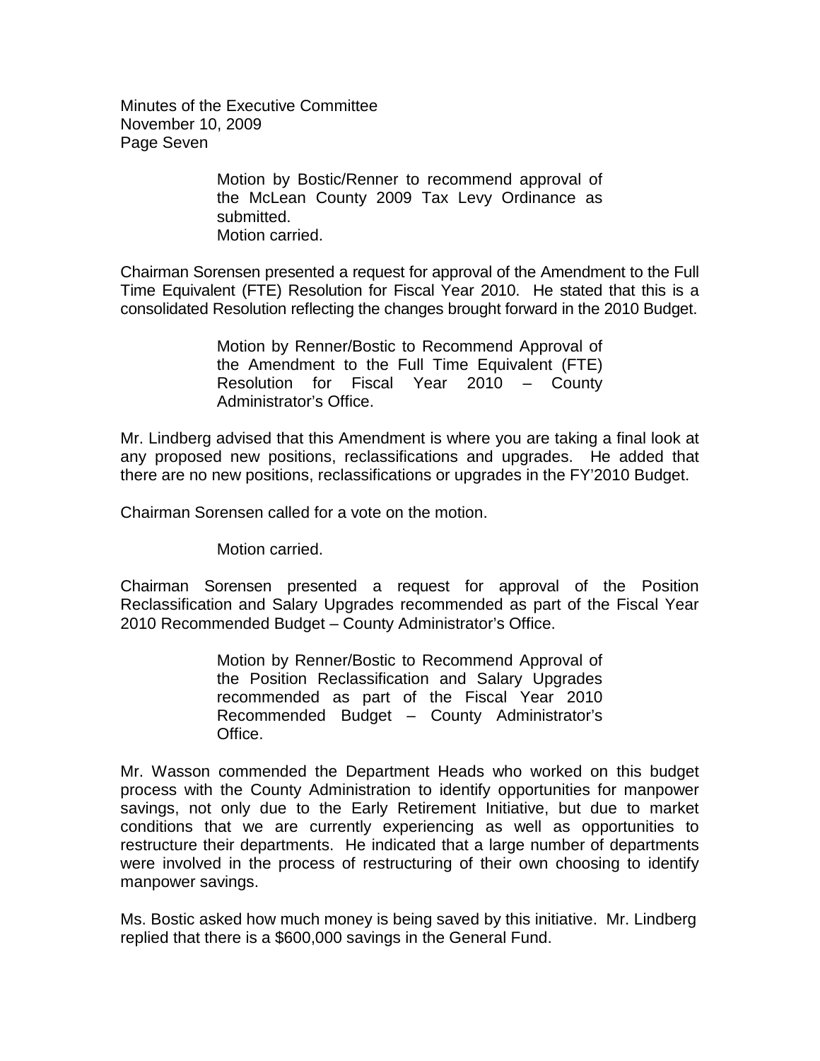Motion by Bostic/Renner to recommend approval of the McLean County 2009 Tax Levy Ordinance as submitted.
Motion carried.

Chairman Sorensen presented a request for approval of the Amendment to the Full Time Equivalent (FTE) Resolution for Fiscal Year 2010. He stated that this is a consolidated Resolution reflecting the changes brought forward in the 2010 Budget.

> Motion by Renner/Bostic to Recommend Approval of the Amendment to the Full Time Equivalent (FTE) Resolution for Fiscal Year 2010 – County Administrator's Office.

Mr. Lindberg advised that this Amendment is where you are taking a final look at any proposed new positions, reclassifications and upgrades. He added that there are no new positions, reclassifications or upgrades in the FY'2010 Budget.

Chairman Sorensen called for a vote on the motion.

> Motion carried.

Chairman Sorensen presented a request for approval of the Position Reclassification and Salary Upgrades recommended as part of the Fiscal Year 2010 Recommended Budget – County Administrator's Office.

> Motion by Renner/Bostic to Recommend Approval of the Position Reclassification and Salary Upgrades recommended as part of the Fiscal Year 2010 Recommended Budget – County Administrator's Office.

Mr. Wasson commended the Department Heads who worked on this budget process with the County Administration to identify opportunities for manpower savings, not only due to the Early Retirement Initiative, but due to market conditions that we are currently experiencing as well as opportunities to restructure their departments. He indicated that a large number of departments were involved in the process of restructuring of their own choosing to identify manpower savings.

Ms. Bostic asked how much money is being saved by this initiative. Mr. Lindberg replied that there is a $600,000 savings in the General Fund.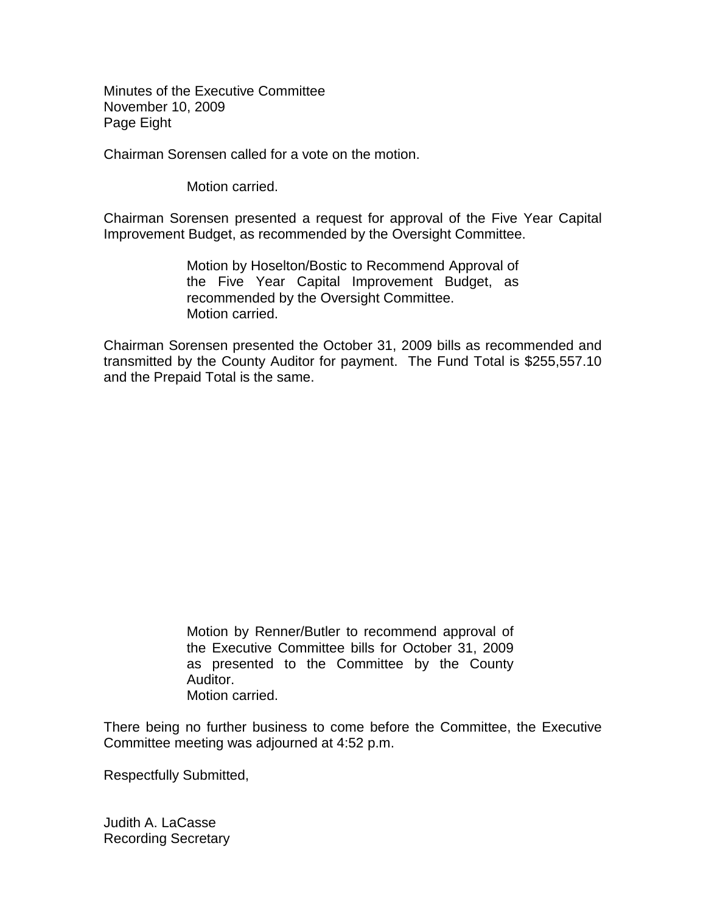Chairman Sorensen called for a vote on the motion.

> Motion carried.

Chairman Sorensen presented a request for approval of the Five Year Capital Improvement Budget, as recommended by the Oversight Committee.

> Motion by Hoselton/Bostic to Recommend Approval of the Five Year Capital Improvement Budget, as recommended by the Oversight Committee.
> Motion carried.

Chairman Sorensen presented the October 31, 2009 bills as recommended and transmitted by the County Auditor for payment. The Fund Total is $255,557.10 and the Prepaid Total is the same.

> Motion by Renner/Butler to recommend approval of the Executive Committee bills for October 31, 2009 as presented to the Committee by the County Auditor.
> Motion carried.

There being no further business to come before the Committee, the Executive Committee meeting was adjourned at 4:52 p.m.

Respectfully Submitted,

Judith A. LaCasse
Recording Secretary